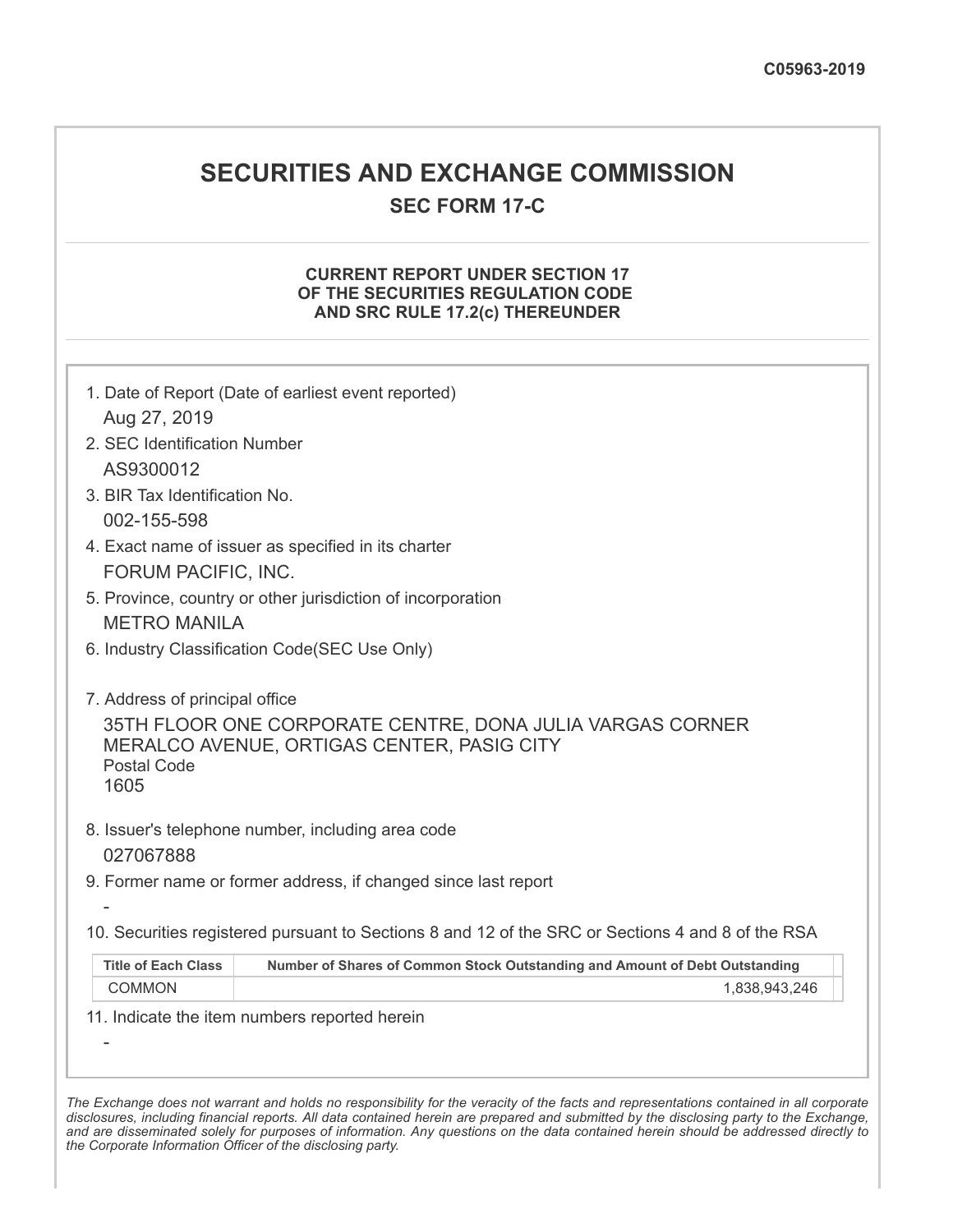C05963-2019

# SECURITIES AND EXCHANGE COMMISSION

## SEC FORM 17-C

### CURRENT REPORT UNDER SECTION 17 OF THE SECURITIES REGULATION CODE AND SRC RULE 17.2(c) THEREUNDER

1. Date of Report (Date of earliest event reported)
   Aug 27, 2019
2. SEC Identification Number
   AS9300012
3. BIR Tax Identification No.
   002-155-598
4. Exact name of issuer as specified in its charter
   FORUM PACIFIC, INC.
5. Province, country or other jurisdiction of incorporation
   METRO MANILA
6. Industry Classification Code(SEC Use Only)

7. Address of principal office
   35TH FLOOR ONE CORPORATE CENTRE, DONA JULIA VARGAS CORNER MERALCO AVENUE, ORTIGAS CENTER, PASIG CITY
   Postal Code
   1605
8. Issuer's telephone number, including area code
   027067888
9. Former name or former address, if changed since last report
   -
10. Securities registered pursuant to Sections 8 and 12 of the SRC or Sections 4 and 8 of the RSA

| Title of Each Class | Number of Shares of Common Stock Outstanding and Amount of Debt Outstanding |
|---|---|
| COMMON | 1,838,943,246 |

11. Indicate the item numbers reported herein
   -

*The Exchange does not warrant and holds no responsibility for the veracity of the facts and representations contained in all corporate disclosures, including financial reports. All data contained herein are prepared and submitted by the disclosing party to the Exchange, and are disseminated solely for purposes of information. Any questions on the data contained herein should be addressed directly to the Corporate Information Officer of the disclosing party.*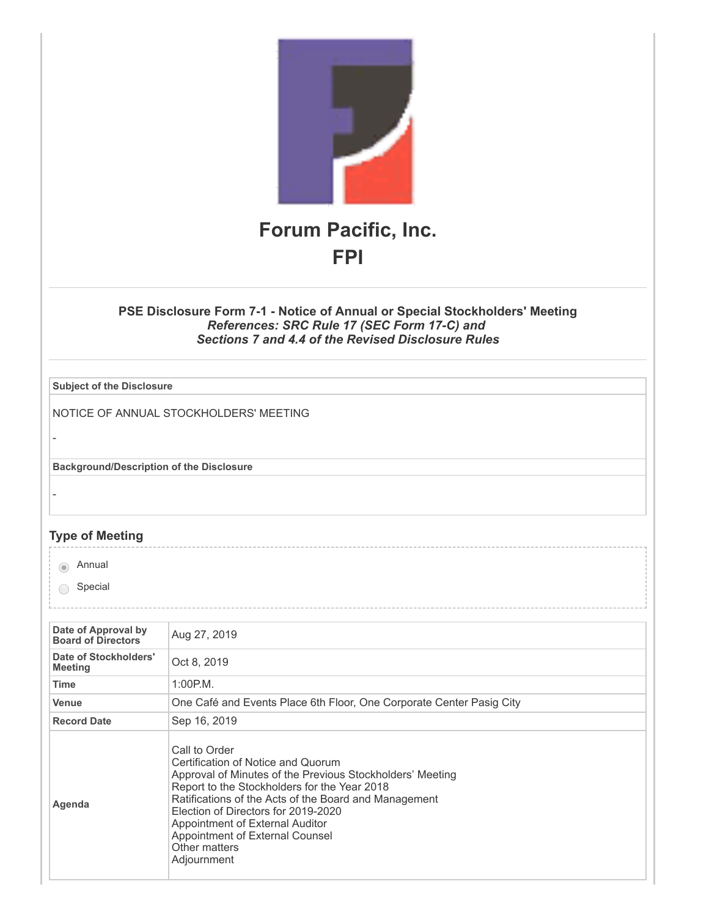# Forum Pacific, Inc.

## FPI

**PSE Disclosure Form 7-1 - Notice of Annual or Special Stockholders' Meeting**
***References: SRC Rule 17 (SEC Form 17-C) and***
***Sections 7 and 4.4 of the Revised Disclosure Rules***

**Subject of the Disclosure**

NOTICE OF ANNUAL STOCKHOLDERS' MEETING

-

**Background/Description of the Disclosure**

-

### Type of Meeting

- (•) Annual
- ( ) Special

| | |
|---|---|
| **Date of Approval by Board of Directors** | Aug 27, 2019 |
| **Date of Stockholders' Meeting** | Oct 8, 2019 |
| **Time** | 1:00P.M. |
| **Venue** | One Café and Events Place 6th Floor, One Corporate Center Pasig City |
| **Record Date** | Sep 16, 2019 |
| **Agenda** | Call to Order<br>Certification of Notice and Quorum<br>Approval of Minutes of the Previous Stockholders' Meeting<br>Report to the Stockholders for the Year 2018<br>Ratifications of the Acts of the Board and Management<br>Election of Directors for 2019-2020<br>Appointment of External Auditor<br>Appointment of External Counsel<br>Other matters<br>Adjournment |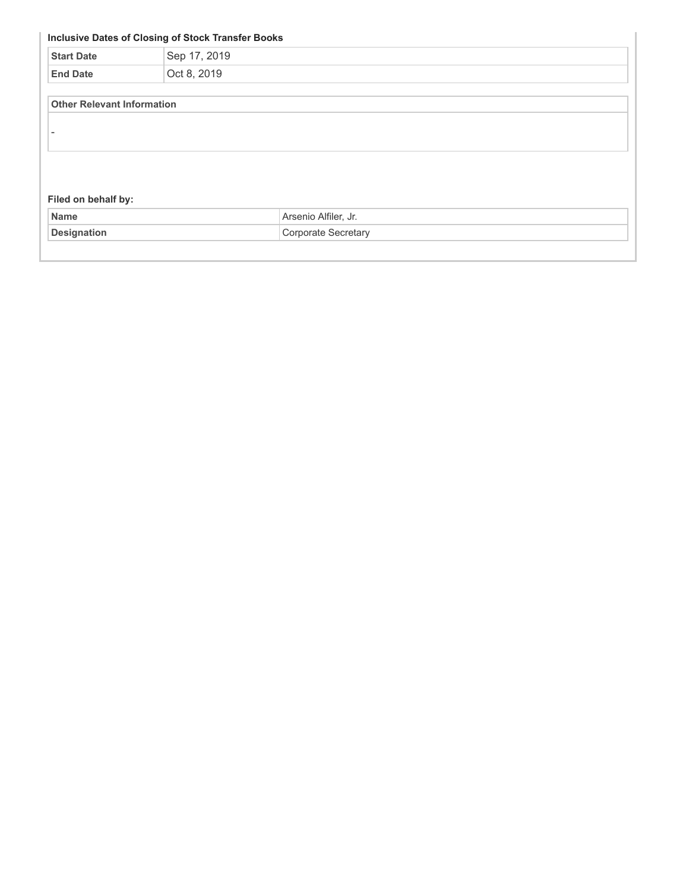**Inclusive Dates of Closing of Stock Transfer Books**

| | |
|---|---|
| **Start Date** | Sep 17, 2019 |
| **End Date** | Oct 8, 2019 |

| **Other Relevant Information** |
|---|
| - |

**Filed on behalf by:**

| | |
|---|---|
| **Name** | Arsenio Alfiler, Jr. |
| **Designation** | Corporate Secretary |